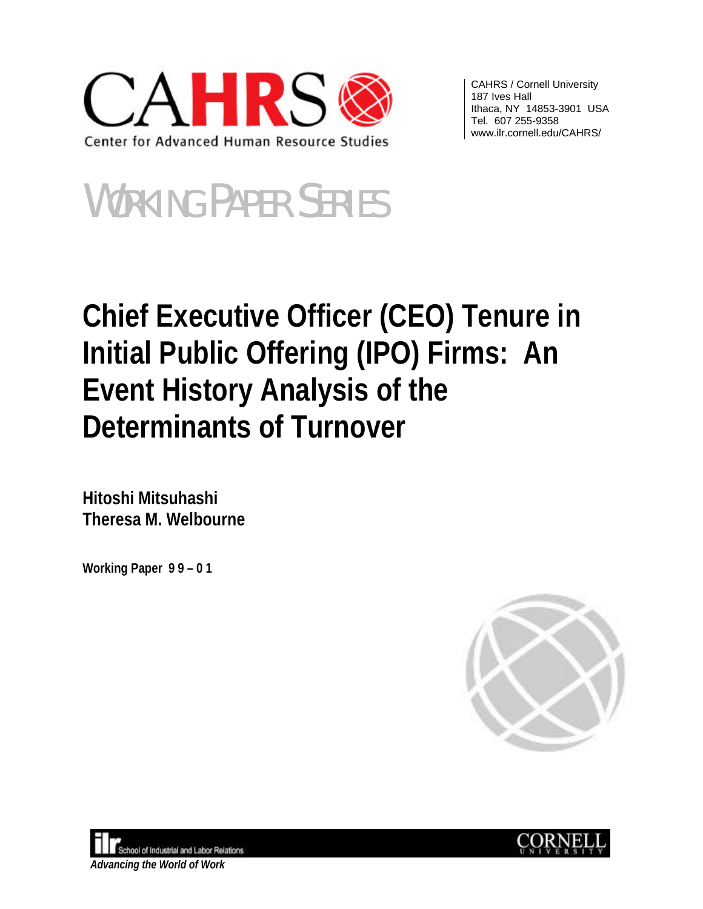CAHRS

Center for Advanced Human Resource Studies

CAHRS / Cornell University
187 Ives Hall
Ithaca, NY 14853-3901 USA
Tel. 607 255-9358
www.ilr.cornell.edu/CAHRS/

WORKING PAPER SERIES

# Chief Executive Officer (CEO) Tenure in Initial Public Offering (IPO) Firms: An Event History Analysis of the Determinants of Turnover

**Hitoshi Mitsuhashi**
**Theresa M. Welbourne**

**Working Paper 99 – 01**

School of Industrial and Labor Relations

*Advancing the World of Work*

CORNELL UNIVERSITY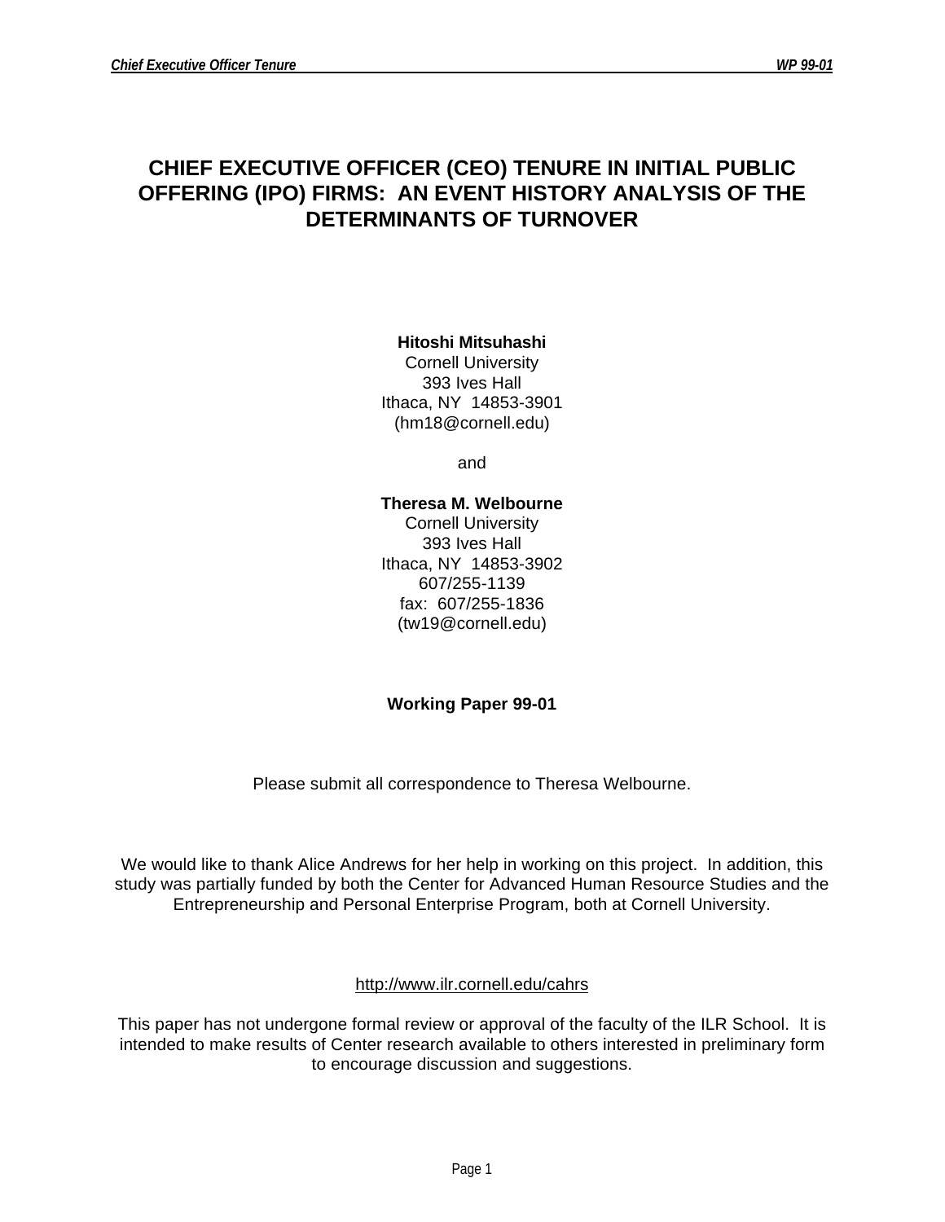# CHIEF EXECUTIVE OFFICER (CEO) TENURE IN INITIAL PUBLIC OFFERING (IPO) FIRMS: AN EVENT HISTORY ANALYSIS OF THE DETERMINANTS OF TURNOVER

**Hitoshi Mitsuhashi**
Cornell University
393 Ives Hall
Ithaca, NY 14853-3901
(hm18@cornell.edu)

and

**Theresa M. Welbourne**
Cornell University
393 Ives Hall
Ithaca, NY 14853-3902
607/255-1139
fax: 607/255-1836
(tw19@cornell.edu)

**Working Paper 99-01**

Please submit all correspondence to Theresa Welbourne.

We would like to thank Alice Andrews for her help in working on this project. In addition, this study was partially funded by both the Center for Advanced Human Resource Studies and the Entrepreneurship and Personal Enterprise Program, both at Cornell University.

http://www.ilr.cornell.edu/cahrs

This paper has not undergone formal review or approval of the faculty of the ILR School. It is intended to make results of Center research available to others interested in preliminary form to encourage discussion and suggestions.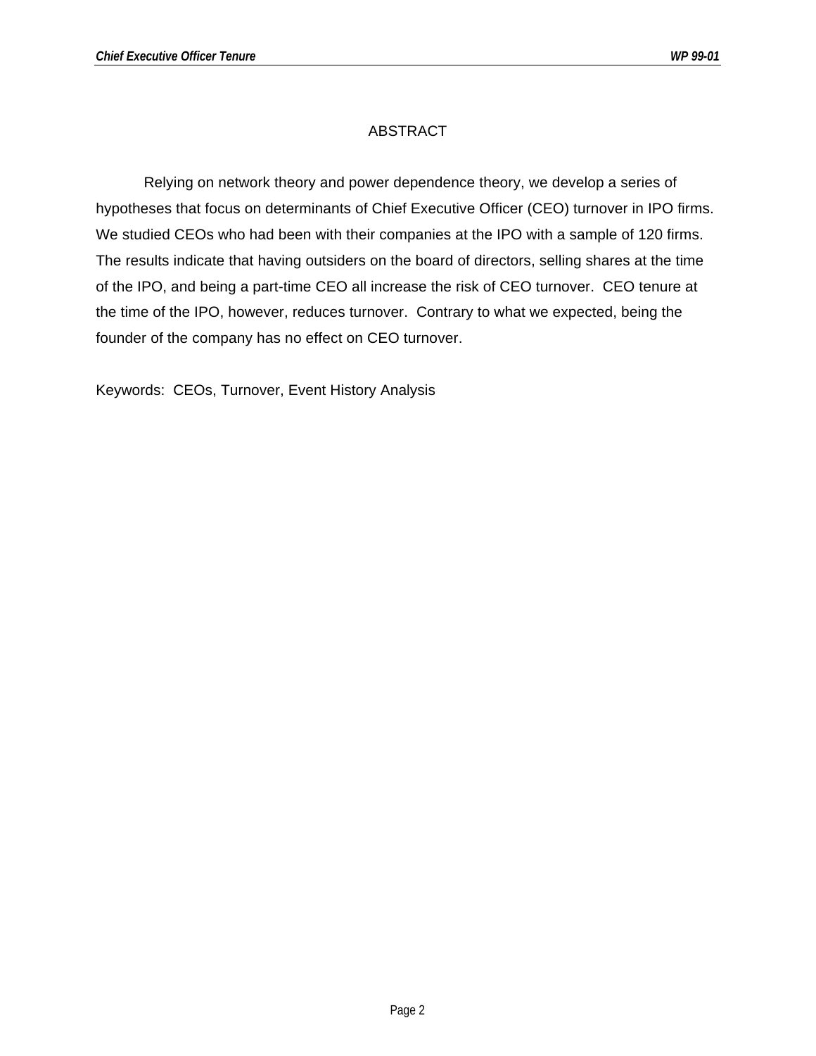## ABSTRACT

Relying on network theory and power dependence theory, we develop a series of hypotheses that focus on determinants of Chief Executive Officer (CEO) turnover in IPO firms. We studied CEOs who had been with their companies at the IPO with a sample of 120 firms. The results indicate that having outsiders on the board of directors, selling shares at the time of the IPO, and being a part-time CEO all increase the risk of CEO turnover. CEO tenure at the time of the IPO, however, reduces turnover. Contrary to what we expected, being the founder of the company has no effect on CEO turnover.

Keywords: CEOs, Turnover, Event History Analysis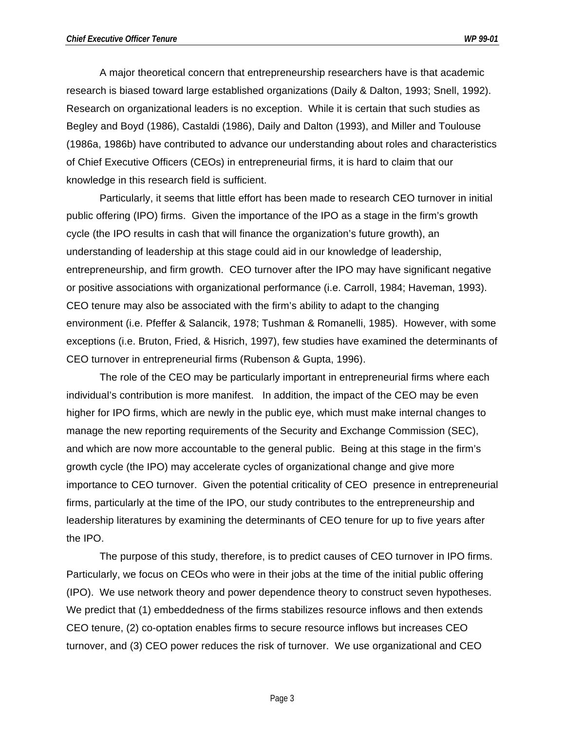A major theoretical concern that entrepreneurship researchers have is that academic research is biased toward large established organizations (Daily & Dalton, 1993; Snell, 1992). Research on organizational leaders is no exception. While it is certain that such studies as Begley and Boyd (1986), Castaldi (1986), Daily and Dalton (1993), and Miller and Toulouse (1986a, 1986b) have contributed to advance our understanding about roles and characteristics of Chief Executive Officers (CEOs) in entrepreneurial firms, it is hard to claim that our knowledge in this research field is sufficient.

Particularly, it seems that little effort has been made to research CEO turnover in initial public offering (IPO) firms. Given the importance of the IPO as a stage in the firm's growth cycle (the IPO results in cash that will finance the organization's future growth), an understanding of leadership at this stage could aid in our knowledge of leadership, entrepreneurship, and firm growth. CEO turnover after the IPO may have significant negative or positive associations with organizational performance (i.e. Carroll, 1984; Haveman, 1993). CEO tenure may also be associated with the firm's ability to adapt to the changing environment (i.e. Pfeffer & Salancik, 1978; Tushman & Romanelli, 1985). However, with some exceptions (i.e. Bruton, Fried, & Hisrich, 1997), few studies have examined the determinants of CEO turnover in entrepreneurial firms (Rubenson & Gupta, 1996).

The role of the CEO may be particularly important in entrepreneurial firms where each individual's contribution is more manifest. In addition, the impact of the CEO may be even higher for IPO firms, which are newly in the public eye, which must make internal changes to manage the new reporting requirements of the Security and Exchange Commission (SEC), and which are now more accountable to the general public. Being at this stage in the firm's growth cycle (the IPO) may accelerate cycles of organizational change and give more importance to CEO turnover. Given the potential criticality of CEO presence in entrepreneurial firms, particularly at the time of the IPO, our study contributes to the entrepreneurship and leadership literatures by examining the determinants of CEO tenure for up to five years after the IPO.

The purpose of this study, therefore, is to predict causes of CEO turnover in IPO firms. Particularly, we focus on CEOs who were in their jobs at the time of the initial public offering (IPO). We use network theory and power dependence theory to construct seven hypotheses. We predict that (1) embeddedness of the firms stabilizes resource inflows and then extends CEO tenure, (2) co-optation enables firms to secure resource inflows but increases CEO turnover, and (3) CEO power reduces the risk of turnover. We use organizational and CEO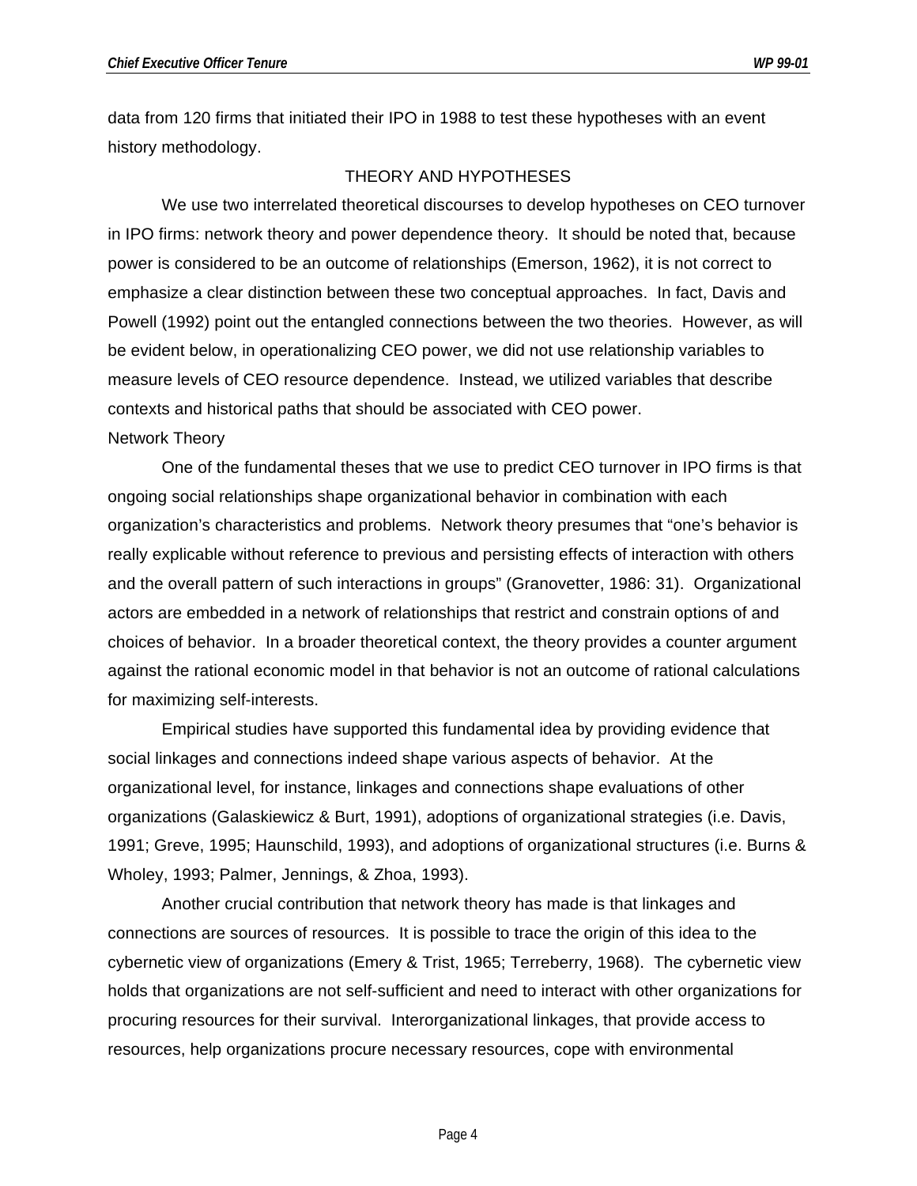data from 120 firms that initiated their IPO in 1988 to test these hypotheses with an event history methodology.

## THEORY AND HYPOTHESES

We use two interrelated theoretical discourses to develop hypotheses on CEO turnover in IPO firms: network theory and power dependence theory. It should be noted that, because power is considered to be an outcome of relationships (Emerson, 1962), it is not correct to emphasize a clear distinction between these two conceptual approaches. In fact, Davis and Powell (1992) point out the entangled connections between the two theories. However, as will be evident below, in operationalizing CEO power, we did not use relationship variables to measure levels of CEO resource dependence. Instead, we utilized variables that describe contexts and historical paths that should be associated with CEO power.

### Network Theory

One of the fundamental theses that we use to predict CEO turnover in IPO firms is that ongoing social relationships shape organizational behavior in combination with each organization's characteristics and problems. Network theory presumes that "one's behavior is really explicable without reference to previous and persisting effects of interaction with others and the overall pattern of such interactions in groups" (Granovetter, 1986: 31). Organizational actors are embedded in a network of relationships that restrict and constrain options of and choices of behavior. In a broader theoretical context, the theory provides a counter argument against the rational economic model in that behavior is not an outcome of rational calculations for maximizing self-interests.

Empirical studies have supported this fundamental idea by providing evidence that social linkages and connections indeed shape various aspects of behavior. At the organizational level, for instance, linkages and connections shape evaluations of other organizations (Galaskiewicz & Burt, 1991), adoptions of organizational strategies (i.e. Davis, 1991; Greve, 1995; Haunschild, 1993), and adoptions of organizational structures (i.e. Burns & Wholey, 1993; Palmer, Jennings, & Zhoa, 1993).

Another crucial contribution that network theory has made is that linkages and connections are sources of resources. It is possible to trace the origin of this idea to the cybernetic view of organizations (Emery & Trist, 1965; Terreberry, 1968). The cybernetic view holds that organizations are not self-sufficient and need to interact with other organizations for procuring resources for their survival. Interorganizational linkages, that provide access to resources, help organizations procure necessary resources, cope with environmental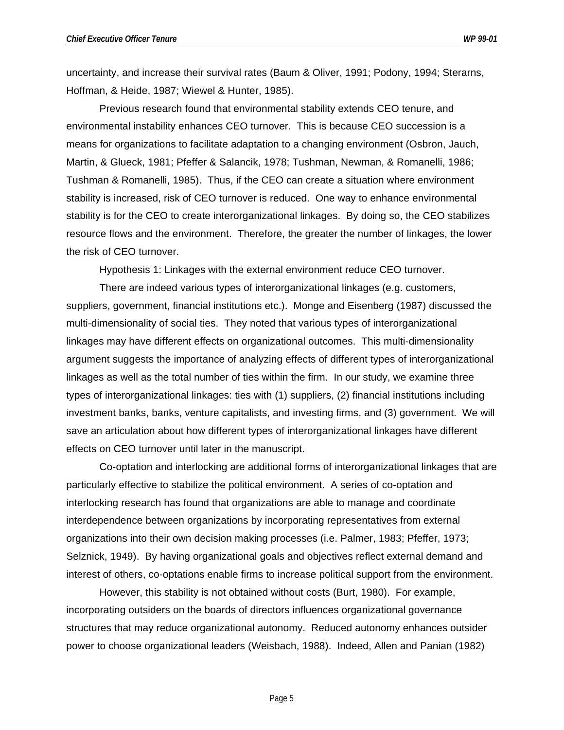uncertainty, and increase their survival rates (Baum & Oliver, 1991; Podony, 1994; Sterarns, Hoffman, & Heide, 1987; Wiewel & Hunter, 1985).

Previous research found that environmental stability extends CEO tenure, and environmental instability enhances CEO turnover. This is because CEO succession is a means for organizations to facilitate adaptation to a changing environment (Osbron, Jauch, Martin, & Glueck, 1981; Pfeffer & Salancik, 1978; Tushman, Newman, & Romanelli, 1986; Tushman & Romanelli, 1985). Thus, if the CEO can create a situation where environment stability is increased, risk of CEO turnover is reduced. One way to enhance environmental stability is for the CEO to create interorganizational linkages. By doing so, the CEO stabilizes resource flows and the environment. Therefore, the greater the number of linkages, the lower the risk of CEO turnover.

Hypothesis 1: Linkages with the external environment reduce CEO turnover.

There are indeed various types of interorganizational linkages (e.g. customers, suppliers, government, financial institutions etc.). Monge and Eisenberg (1987) discussed the multi-dimensionality of social ties. They noted that various types of interorganizational linkages may have different effects on organizational outcomes. This multi-dimensionality argument suggests the importance of analyzing effects of different types of interorganizational linkages as well as the total number of ties within the firm. In our study, we examine three types of interorganizational linkages: ties with (1) suppliers, (2) financial institutions including investment banks, banks, venture capitalists, and investing firms, and (3) government. We will save an articulation about how different types of interorganizational linkages have different effects on CEO turnover until later in the manuscript.

Co-optation and interlocking are additional forms of interorganizational linkages that are particularly effective to stabilize the political environment. A series of co-optation and interlocking research has found that organizations are able to manage and coordinate interdependence between organizations by incorporating representatives from external organizations into their own decision making processes (i.e. Palmer, 1983; Pfeffer, 1973; Selznick, 1949). By having organizational goals and objectives reflect external demand and interest of others, co-optations enable firms to increase political support from the environment.

However, this stability is not obtained without costs (Burt, 1980). For example, incorporating outsiders on the boards of directors influences organizational governance structures that may reduce organizational autonomy. Reduced autonomy enhances outsider power to choose organizational leaders (Weisbach, 1988). Indeed, Allen and Panian (1982)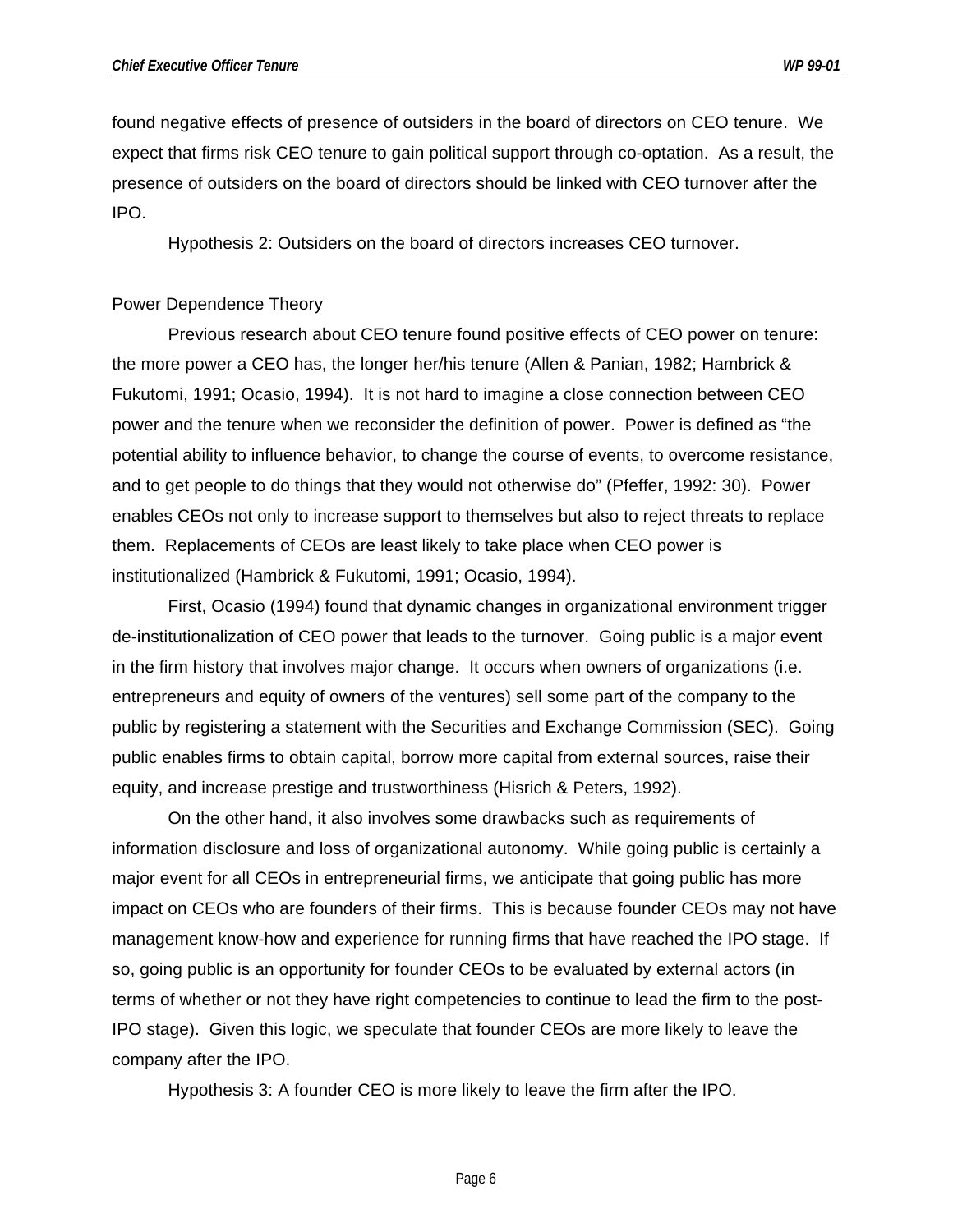found negative effects of presence of outsiders in the board of directors on CEO tenure. We expect that firms risk CEO tenure to gain political support through co-optation. As a result, the presence of outsiders on the board of directors should be linked with CEO turnover after the IPO.

Hypothesis 2: Outsiders on the board of directors increases CEO turnover.

Power Dependence Theory

Previous research about CEO tenure found positive effects of CEO power on tenure: the more power a CEO has, the longer her/his tenure (Allen & Panian, 1982; Hambrick & Fukutomi, 1991; Ocasio, 1994). It is not hard to imagine a close connection between CEO power and the tenure when we reconsider the definition of power. Power is defined as "the potential ability to influence behavior, to change the course of events, to overcome resistance, and to get people to do things that they would not otherwise do" (Pfeffer, 1992: 30). Power enables CEOs not only to increase support to themselves but also to reject threats to replace them. Replacements of CEOs are least likely to take place when CEO power is institutionalized (Hambrick & Fukutomi, 1991; Ocasio, 1994).

First, Ocasio (1994) found that dynamic changes in organizational environment trigger de-institutionalization of CEO power that leads to the turnover. Going public is a major event in the firm history that involves major change. It occurs when owners of organizations (i.e. entrepreneurs and equity of owners of the ventures) sell some part of the company to the public by registering a statement with the Securities and Exchange Commission (SEC). Going public enables firms to obtain capital, borrow more capital from external sources, raise their equity, and increase prestige and trustworthiness (Hisrich & Peters, 1992).

On the other hand, it also involves some drawbacks such as requirements of information disclosure and loss of organizational autonomy. While going public is certainly a major event for all CEOs in entrepreneurial firms, we anticipate that going public has more impact on CEOs who are founders of their firms. This is because founder CEOs may not have management know-how and experience for running firms that have reached the IPO stage. If so, going public is an opportunity for founder CEOs to be evaluated by external actors (in terms of whether or not they have right competencies to continue to lead the firm to the post-IPO stage). Given this logic, we speculate that founder CEOs are more likely to leave the company after the IPO.

Hypothesis 3: A founder CEO is more likely to leave the firm after the IPO.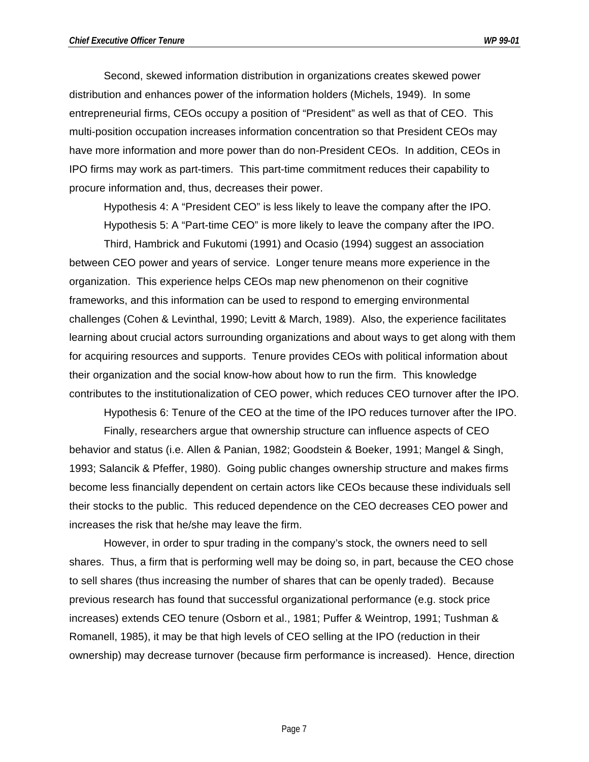Second, skewed information distribution in organizations creates skewed power distribution and enhances power of the information holders (Michels, 1949). In some entrepreneurial firms, CEOs occupy a position of "President" as well as that of CEO. This multi-position occupation increases information concentration so that President CEOs may have more information and more power than do non-President CEOs. In addition, CEOs in IPO firms may work as part-timers. This part-time commitment reduces their capability to procure information and, thus, decreases their power.

Hypothesis 4: A "President CEO" is less likely to leave the company after the IPO.

Hypothesis 5: A "Part-time CEO" is more likely to leave the company after the IPO.

Third, Hambrick and Fukutomi (1991) and Ocasio (1994) suggest an association between CEO power and years of service. Longer tenure means more experience in the organization. This experience helps CEOs map new phenomenon on their cognitive frameworks, and this information can be used to respond to emerging environmental challenges (Cohen & Levinthal, 1990; Levitt & March, 1989). Also, the experience facilitates learning about crucial actors surrounding organizations and about ways to get along with them for acquiring resources and supports. Tenure provides CEOs with political information about their organization and the social know-how about how to run the firm. This knowledge contributes to the institutionalization of CEO power, which reduces CEO turnover after the IPO.

Hypothesis 6: Tenure of the CEO at the time of the IPO reduces turnover after the IPO.

Finally, researchers argue that ownership structure can influence aspects of CEO behavior and status (i.e. Allen & Panian, 1982; Goodstein & Boeker, 1991; Mangel & Singh, 1993; Salancik & Pfeffer, 1980). Going public changes ownership structure and makes firms become less financially dependent on certain actors like CEOs because these individuals sell their stocks to the public. This reduced dependence on the CEO decreases CEO power and increases the risk that he/she may leave the firm.

However, in order to spur trading in the company's stock, the owners need to sell shares. Thus, a firm that is performing well may be doing so, in part, because the CEO chose to sell shares (thus increasing the number of shares that can be openly traded). Because previous research has found that successful organizational performance (e.g. stock price increases) extends CEO tenure (Osborn et al., 1981; Puffer & Weintrop, 1991; Tushman & Romanell, 1985), it may be that high levels of CEO selling at the IPO (reduction in their ownership) may decrease turnover (because firm performance is increased). Hence, direction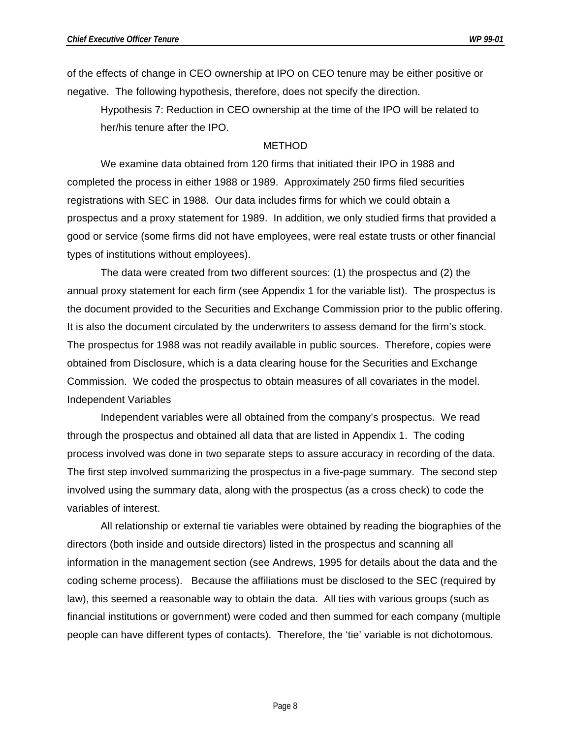of the effects of change in CEO ownership at IPO on CEO tenure may be either positive or negative. The following hypothesis, therefore, does not specify the direction.

> Hypothesis 7: Reduction in CEO ownership at the time of the IPO will be related to her/his tenure after the IPO.

## METHOD

We examine data obtained from 120 firms that initiated their IPO in 1988 and completed the process in either 1988 or 1989. Approximately 250 firms filed securities registrations with SEC in 1988. Our data includes firms for which we could obtain a prospectus and a proxy statement for 1989. In addition, we only studied firms that provided a good or service (some firms did not have employees, were real estate trusts or other financial types of institutions without employees).

The data were created from two different sources: (1) the prospectus and (2) the annual proxy statement for each firm (see Appendix 1 for the variable list). The prospectus is the document provided to the Securities and Exchange Commission prior to the public offering. It is also the document circulated by the underwriters to assess demand for the firm's stock. The prospectus for 1988 was not readily available in public sources. Therefore, copies were obtained from Disclosure, which is a data clearing house for the Securities and Exchange Commission. We coded the prospectus to obtain measures of all covariates in the model.

### Independent Variables

Independent variables were all obtained from the company's prospectus. We read through the prospectus and obtained all data that are listed in Appendix 1. The coding process involved was done in two separate steps to assure accuracy in recording of the data. The first step involved summarizing the prospectus in a five-page summary. The second step involved using the summary data, along with the prospectus (as a cross check) to code the variables of interest.

All relationship or external tie variables were obtained by reading the biographies of the directors (both inside and outside directors) listed in the prospectus and scanning all information in the management section (see Andrews, 1995 for details about the data and the coding scheme process). Because the affiliations must be disclosed to the SEC (required by law), this seemed a reasonable way to obtain the data. All ties with various groups (such as financial institutions or government) were coded and then summed for each company (multiple people can have different types of contacts). Therefore, the 'tie' variable is not dichotomous.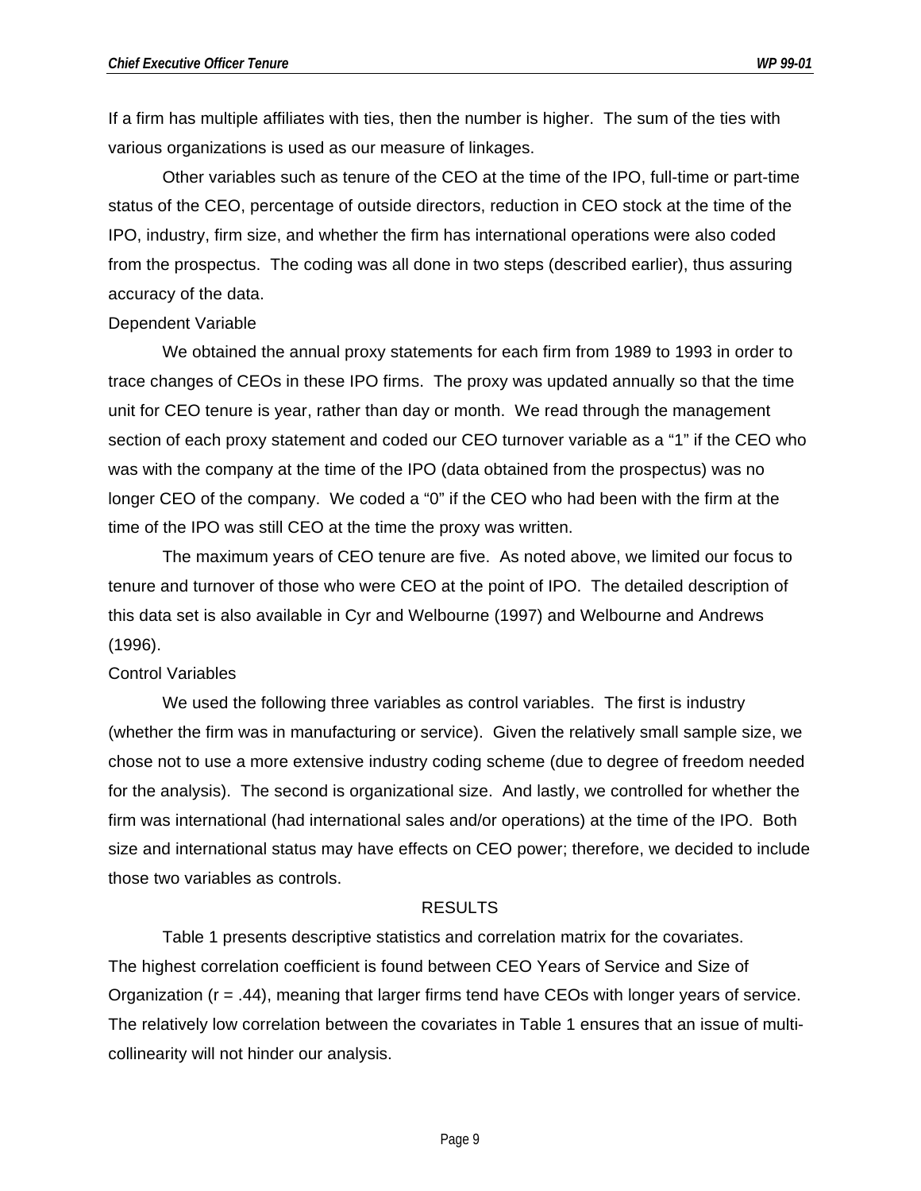If a firm has multiple affiliates with ties, then the number is higher. The sum of the ties with various organizations is used as our measure of linkages.

Other variables such as tenure of the CEO at the time of the IPO, full-time or part-time status of the CEO, percentage of outside directors, reduction in CEO stock at the time of the IPO, industry, firm size, and whether the firm has international operations were also coded from the prospectus. The coding was all done in two steps (described earlier), thus assuring accuracy of the data.

### Dependent Variable

We obtained the annual proxy statements for each firm from 1989 to 1993 in order to trace changes of CEOs in these IPO firms. The proxy was updated annually so that the time unit for CEO tenure is year, rather than day or month. We read through the management section of each proxy statement and coded our CEO turnover variable as a "1" if the CEO who was with the company at the time of the IPO (data obtained from the prospectus) was no longer CEO of the company. We coded a "0" if the CEO who had been with the firm at the time of the IPO was still CEO at the time the proxy was written.

The maximum years of CEO tenure are five. As noted above, we limited our focus to tenure and turnover of those who were CEO at the point of IPO. The detailed description of this data set is also available in Cyr and Welbourne (1997) and Welbourne and Andrews (1996).

### Control Variables

We used the following three variables as control variables. The first is industry (whether the firm was in manufacturing or service). Given the relatively small sample size, we chose not to use a more extensive industry coding scheme (due to degree of freedom needed for the analysis). The second is organizational size. And lastly, we controlled for whether the firm was international (had international sales and/or operations) at the time of the IPO. Both size and international status may have effects on CEO power; therefore, we decided to include those two variables as controls.

## RESULTS

Table 1 presents descriptive statistics and correlation matrix for the covariates. The highest correlation coefficient is found between CEO Years of Service and Size of Organization (r = .44), meaning that larger firms tend have CEOs with longer years of service. The relatively low correlation between the covariates in Table 1 ensures that an issue of multi-collinearity will not hinder our analysis.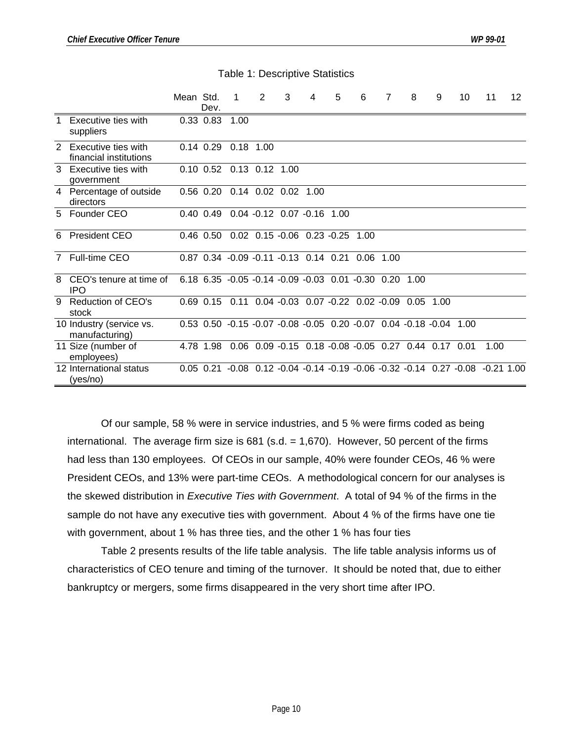Table 1: Descriptive Statistics

| | | Mean | Std. Dev. | 1 | 2 | 3 | 4 | 5 | 6 | 7 | 8 | 9 | 10 | 11 | 12 |
|---|---|---|---|---|---|---|---|---|---|---|---|---|---|---|---|
| 1 | Executive ties with suppliers | 0.33 | 0.83 | 1.00 | | | | | | | | | | | |
| 2 | Executive ties with financial institutions | 0.14 | 0.29 | 0.18 | 1.00 | | | | | | | | | | |
| 3 | Executive ties with government | 0.10 | 0.52 | 0.13 | 0.12 | 1.00 | | | | | | | | | |
| 4 | Percentage of outside directors | 0.56 | 0.20 | 0.14 | 0.02 | 0.02 | 1.00 | | | | | | | | |
| 5 | Founder CEO | 0.40 | 0.49 | 0.04 | -0.12 | 0.07 | -0.16 | 1.00 | | | | | | | |
| 6 | President CEO | 0.46 | 0.50 | 0.02 | 0.15 | -0.06 | 0.23 | -0.25 | 1.00 | | | | | | |
| 7 | Full-time CEO | 0.87 | 0.34 | -0.09 | -0.11 | -0.13 | 0.14 | 0.21 | 0.06 | 1.00 | | | | | |
| 8 | CEO's tenure at time of IPO | 6.18 | 6.35 | -0.05 | -0.14 | -0.09 | -0.03 | 0.01 | -0.30 | 0.20 | 1.00 | | | | |
| 9 | Reduction of CEO's stock | 0.69 | 0.15 | 0.11 | 0.04 | -0.03 | 0.07 | -0.22 | 0.02 | -0.09 | 0.05 | 1.00 | | | |
| 10 | Industry (service vs. manufacturing) | 0.53 | 0.50 | -0.15 | -0.07 | -0.08 | -0.05 | 0.20 | -0.07 | 0.04 | -0.18 | -0.04 | 1.00 | | |
| 11 | Size (number of employees) | 4.78 | 1.98 | 0.06 | 0.09 | -0.15 | 0.18 | -0.08 | -0.05 | 0.27 | 0.44 | 0.17 | 0.01 | 1.00 | |
| 12 | International status (yes/no) | 0.05 | 0.21 | -0.08 | 0.12 | -0.04 | -0.14 | -0.19 | -0.06 | -0.32 | -0.14 | 0.27 | -0.08 | -0.21 | 1.00 |

Of our sample, 58 % were in service industries, and 5 % were firms coded as being international. The average firm size is 681 (s.d. = 1,670). However, 50 percent of the firms had less than 130 employees. Of CEOs in our sample, 40% were founder CEOs, 46 % were President CEOs, and 13% were part-time CEOs. A methodological concern for our analyses is the skewed distribution in *Executive Ties with Government*. A total of 94 % of the firms in the sample do not have any executive ties with government. About 4 % of the firms have one tie with government, about 1 % has three ties, and the other 1 % has four ties

Table 2 presents results of the life table analysis. The life table analysis informs us of characteristics of CEO tenure and timing of the turnover. It should be noted that, due to either bankruptcy or mergers, some firms disappeared in the very short time after IPO.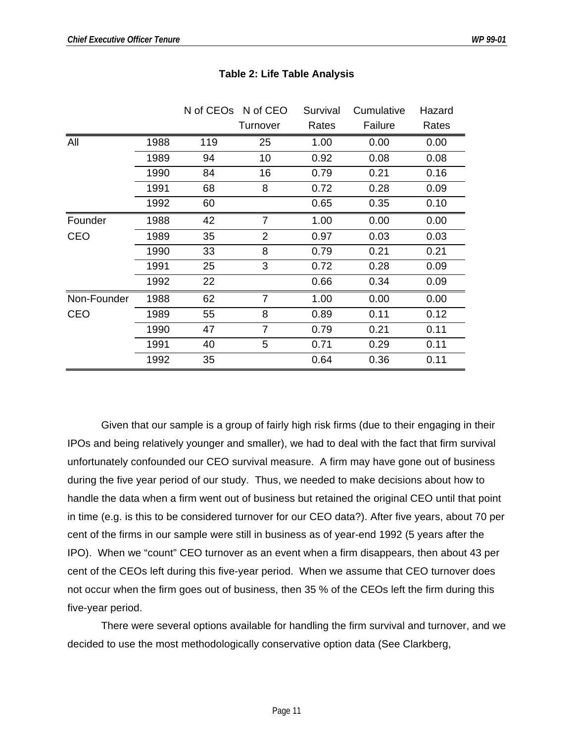**Table 2: Life Table Analysis**

| | | N of CEOs | N of CEO Turnover | Survival Rates | Cumulative Failure | Hazard Rates |
|---|---|---|---|---|---|---|
| All | 1988 | 119 | 25 | 1.00 | 0.00 | 0.00 |
| | 1989 | 94 | 10 | 0.92 | 0.08 | 0.08 |
| | 1990 | 84 | 16 | 0.79 | 0.21 | 0.16 |
| | 1991 | 68 | 8 | 0.72 | 0.28 | 0.09 |
| | 1992 | 60 | | 0.65 | 0.35 | 0.10 |
| Founder CEO | 1988 | 42 | 7 | 1.00 | 0.00 | 0.00 |
| | 1989 | 35 | 2 | 0.97 | 0.03 | 0.03 |
| | 1990 | 33 | 8 | 0.79 | 0.21 | 0.21 |
| | 1991 | 25 | 3 | 0.72 | 0.28 | 0.09 |
| | 1992 | 22 | | 0.66 | 0.34 | 0.09 |
| Non-Founder CEO | 1988 | 62 | 7 | 1.00 | 0.00 | 0.00 |
| | 1989 | 55 | 8 | 0.89 | 0.11 | 0.12 |
| | 1990 | 47 | 7 | 0.79 | 0.21 | 0.11 |
| | 1991 | 40 | 5 | 0.71 | 0.29 | 0.11 |
| | 1992 | 35 | | 0.64 | 0.36 | 0.11 |

Given that our sample is a group of fairly high risk firms (due to their engaging in their IPOs and being relatively younger and smaller), we had to deal with the fact that firm survival unfortunately confounded our CEO survival measure. A firm may have gone out of business during the five year period of our study. Thus, we needed to make decisions about how to handle the data when a firm went out of business but retained the original CEO until that point in time (e.g. is this to be considered turnover for our CEO data?). After five years, about 70 per cent of the firms in our sample were still in business as of year-end 1992 (5 years after the IPO). When we "count" CEO turnover as an event when a firm disappears, then about 43 per cent of the CEOs left during this five-year period. When we assume that CEO turnover does not occur when the firm goes out of business, then 35 % of the CEOs left the firm during this five-year period.

There were several options available for handling the firm survival and turnover, and we decided to use the most methodologically conservative option data (See Clarkberg,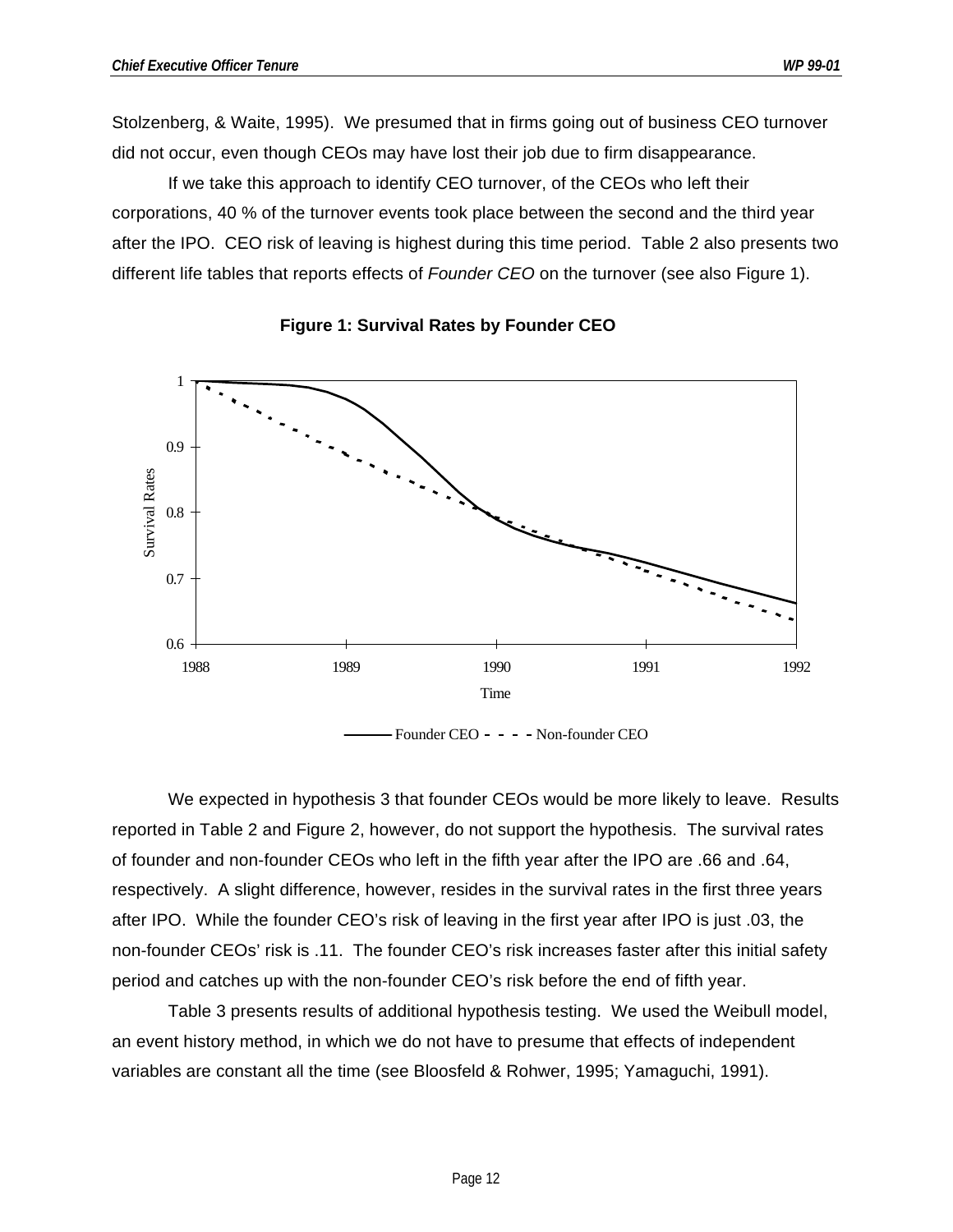Stolzenberg, & Waite, 1995). We presumed that in firms going out of business CEO turnover did not occur, even though CEOs may have lost their job due to firm disappearance.

If we take this approach to identify CEO turnover, of the CEOs who left their corporations, 40 % of the turnover events took place between the second and the third year after the IPO. CEO risk of leaving is highest during this time period. Table 2 also presents two different life tables that reports effects of *Founder CEO* on the turnover (see also Figure 1).

**Figure 1: Survival Rates by Founder CEO**

We expected in hypothesis 3 that founder CEOs would be more likely to leave. Results reported in Table 2 and Figure 2, however, do not support the hypothesis. The survival rates of founder and non-founder CEOs who left in the fifth year after the IPO are .66 and .64, respectively. A slight difference, however, resides in the survival rates in the first three years after IPO. While the founder CEO's risk of leaving in the first year after IPO is just .03, the non-founder CEOs' risk is .11. The founder CEO's risk increases faster after this initial safety period and catches up with the non-founder CEO's risk before the end of fifth year.

Table 3 presents results of additional hypothesis testing. We used the Weibull model, an event history method, in which we do not have to presume that effects of independent variables are constant all the time (see Bloosfeld & Rohwer, 1995; Yamaguchi, 1991).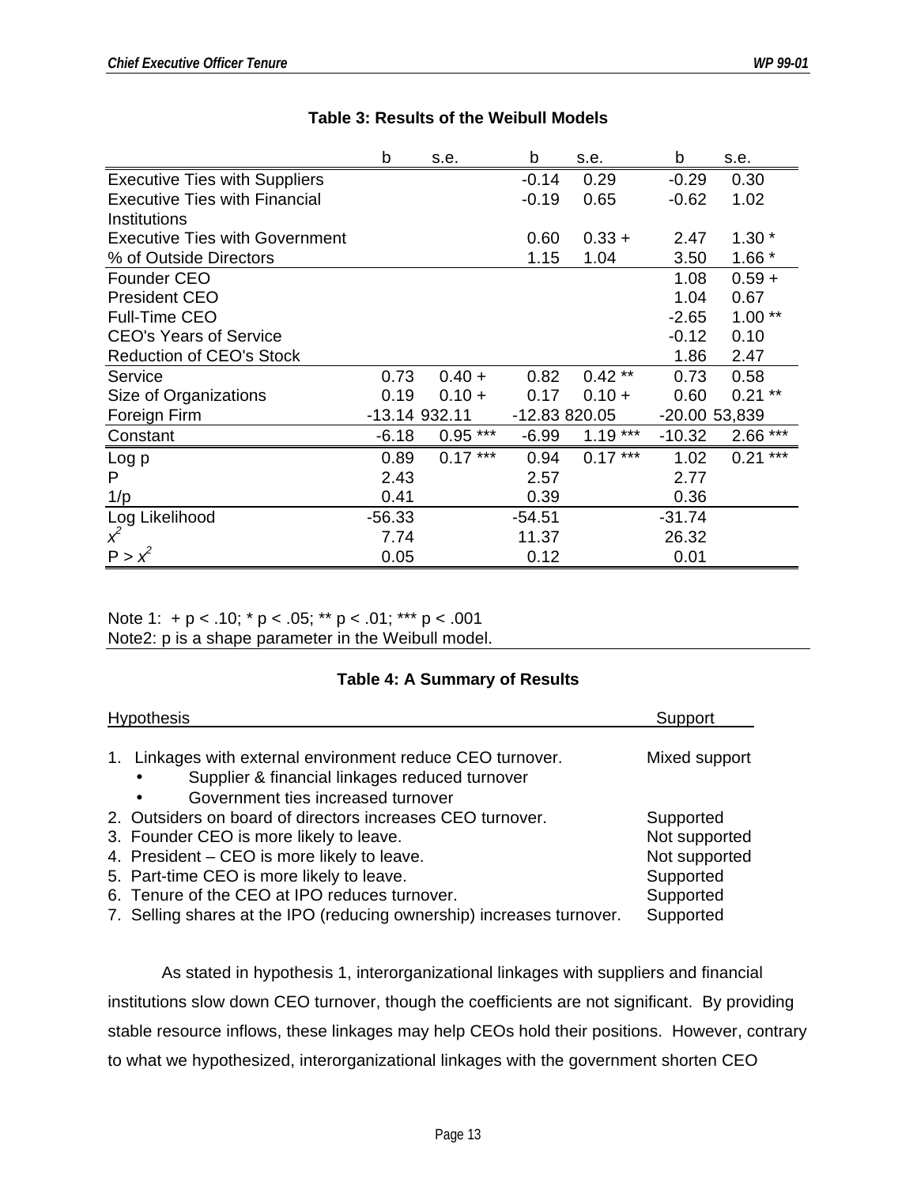**Table 3: Results of the Weibull Models**

| | b | s.e. | b | s.e. | b | s.e. |
|---|---|---|---|---|---|---|
| Executive Ties with Suppliers | | | -0.14 | 0.29 | -0.29 | 0.30 |
| Executive Ties with Financial Institutions | | | -0.19 | 0.65 | -0.62 | 1.02 |
| Executive Ties with Government | | | 0.60 | 0.33 + | 2.47 | 1.30 * |
| % of Outside Directors | | | 1.15 | 1.04 | 3.50 | 1.66 * |
| Founder CEO | | | | | 1.08 | 0.59 + |
| President CEO | | | | | 1.04 | 0.67 |
| Full-Time CEO | | | | | -2.65 | 1.00 ** |
| CEO's Years of Service | | | | | -0.12 | 0.10 |
| Reduction of CEO's Stock | | | | | 1.86 | 2.47 |
| Service | 0.73 | 0.40 + | 0.82 | 0.42 ** | 0.73 | 0.58 |
| Size of Organizations | 0.19 | 0.10 + | 0.17 | 0.10 + | 0.60 | 0.21 ** |
| Foreign Firm | -13.14 | 932.11 | -12.83 | 820.05 | -20.00 | 53,839 |
| Constant | -6.18 | 0.95 *** | -6.99 | 1.19 *** | -10.32 | 2.66 *** |
| Log p | 0.89 | 0.17 *** | 0.94 | 0.17 *** | 1.02 | 0.21 *** |
| P | 2.43 | | 2.57 | | 2.77 | |
| 1/p | 0.41 | | 0.39 | | 0.36 | |
| Log Likelihood | -56.33 | | -54.51 | | -31.74 | |
| $x^2$ | 7.74 | | 11.37 | | 26.32 | |
| $P > x^2$ | 0.05 | | 0.12 | | 0.01 | |

Note 1: + p < .10; * p < .05; ** p < .01; *** p < .001
Note2: p is a shape parameter in the Weibull model.

**Table 4: A Summary of Results**

| Hypothesis | Support |
|---|---|
| 1. Linkages with external environment reduce CEO turnover. | Mixed support |
| • Supplier & financial linkages reduced turnover | |
| • Government ties increased turnover | |
| 2. Outsiders on board of directors increases CEO turnover. | Supported |
| 3. Founder CEO is more likely to leave. | Not supported |
| 4. President – CEO is more likely to leave. | Not supported |
| 5. Part-time CEO is more likely to leave. | Supported |
| 6. Tenure of the CEO at IPO reduces turnover. | Supported |
| 7. Selling shares at the IPO (reducing ownership) increases turnover. | Supported |

As stated in hypothesis 1, interorganizational linkages with suppliers and financial institutions slow down CEO turnover, though the coefficients are not significant. By providing stable resource inflows, these linkages may help CEOs hold their positions. However, contrary to what we hypothesized, interorganizational linkages with the government shorten CEO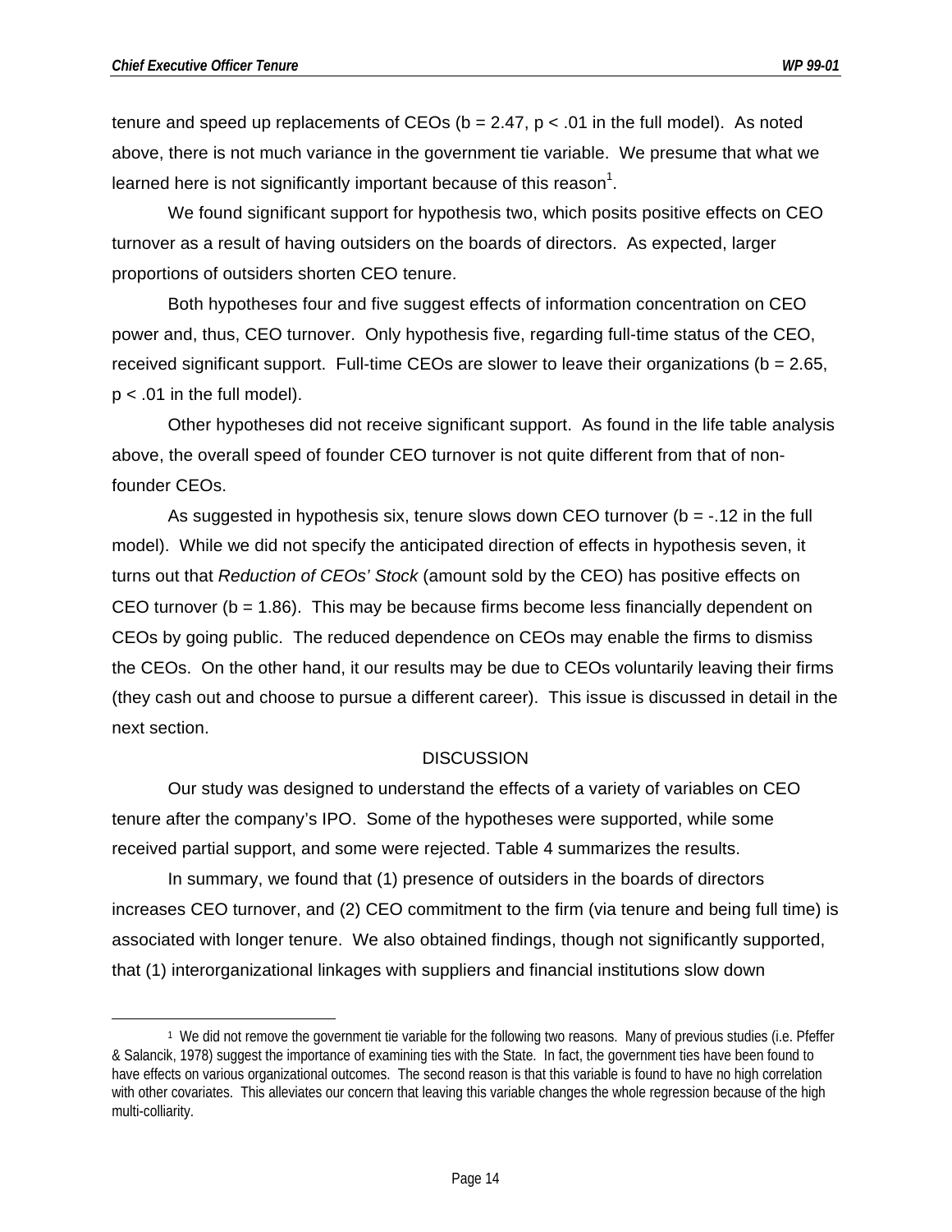tenure and speed up replacements of CEOs ($b = 2.47$, $p < .01$ in the full model). As noted above, there is not much variance in the government tie variable. We presume that what we learned here is not significantly important because of this reason[1].

We found significant support for hypothesis two, which posits positive effects on CEO turnover as a result of having outsiders on the boards of directors. As expected, larger proportions of outsiders shorten CEO tenure.

Both hypotheses four and five suggest effects of information concentration on CEO power and, thus, CEO turnover. Only hypothesis five, regarding full-time status of the CEO, received significant support. Full-time CEOs are slower to leave their organizations ($b = 2.65$, $p < .01$ in the full model).

Other hypotheses did not receive significant support. As found in the life table analysis above, the overall speed of founder CEO turnover is not quite different from that of non-founder CEOs.

As suggested in hypothesis six, tenure slows down CEO turnover ($b = -.12$ in the full model). While we did not specify the anticipated direction of effects in hypothesis seven, it turns out that *Reduction of CEOs' Stock* (amount sold by the CEO) has positive effects on CEO turnover ($b = 1.86$). This may be because firms become less financially dependent on CEOs by going public. The reduced dependence on CEOs may enable the firms to dismiss the CEOs. On the other hand, it our results may be due to CEOs voluntarily leaving their firms (they cash out and choose to pursue a different career). This issue is discussed in detail in the next section.

## DISCUSSION

Our study was designed to understand the effects of a variety of variables on CEO tenure after the company's IPO. Some of the hypotheses were supported, while some received partial support, and some were rejected. Table 4 summarizes the results.

In summary, we found that (1) presence of outsiders in the boards of directors increases CEO turnover, and (2) CEO commitment to the firm (via tenure and being full time) is associated with longer tenure. We also obtained findings, though not significantly supported, that (1) interorganizational linkages with suppliers and financial institutions slow down

---

[1] We did not remove the government tie variable for the following two reasons. Many of previous studies (i.e. Pfeffer & Salancik, 1978) suggest the importance of examining ties with the State. In fact, the government ties have been found to have effects on various organizational outcomes. The second reason is that this variable is found to have no high correlation with other covariates. This alleviates our concern that leaving this variable changes the whole regression because of the high multi-colliarity.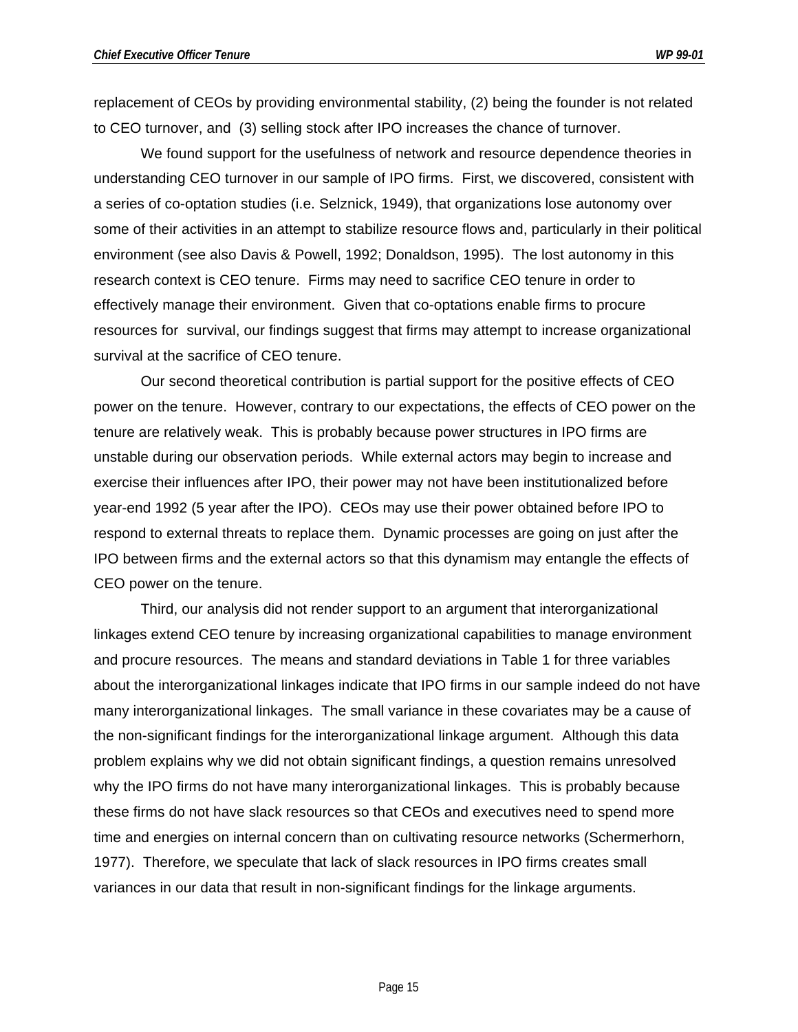replacement of CEOs by providing environmental stability, (2) being the founder is not related to CEO turnover, and  (3) selling stock after IPO increases the chance of turnover.

We found support for the usefulness of network and resource dependence theories in understanding CEO turnover in our sample of IPO firms.  First, we discovered, consistent with a series of co-optation studies (i.e. Selznick, 1949), that organizations lose autonomy over some of their activities in an attempt to stabilize resource flows and, particularly in their political environment (see also Davis & Powell, 1992; Donaldson, 1995).  The lost autonomy in this research context is CEO tenure.  Firms may need to sacrifice CEO tenure in order to effectively manage their environment.  Given that co-optations enable firms to procure resources for  survival, our findings suggest that firms may attempt to increase organizational survival at the sacrifice of CEO tenure.

Our second theoretical contribution is partial support for the positive effects of CEO power on the tenure.  However, contrary to our expectations, the effects of CEO power on the tenure are relatively weak.  This is probably because power structures in IPO firms are unstable during our observation periods.  While external actors may begin to increase and exercise their influences after IPO, their power may not have been institutionalized before year-end 1992 (5 year after the IPO).  CEOs may use their power obtained before IPO to respond to external threats to replace them.  Dynamic processes are going on just after the IPO between firms and the external actors so that this dynamism may entangle the effects of CEO power on the tenure.

Third, our analysis did not render support to an argument that interorganizational linkages extend CEO tenure by increasing organizational capabilities to manage environment and procure resources.  The means and standard deviations in Table 1 for three variables about the interorganizational linkages indicate that IPO firms in our sample indeed do not have many interorganizational linkages.  The small variance in these covariates may be a cause of the non-significant findings for the interorganizational linkage argument.  Although this data problem explains why we did not obtain significant findings, a question remains unresolved why the IPO firms do not have many interorganizational linkages.  This is probably because these firms do not have slack resources so that CEOs and executives need to spend more time and energies on internal concern than on cultivating resource networks (Schermerhorn, 1977).  Therefore, we speculate that lack of slack resources in IPO firms creates small variances in our data that result in non-significant findings for the linkage arguments.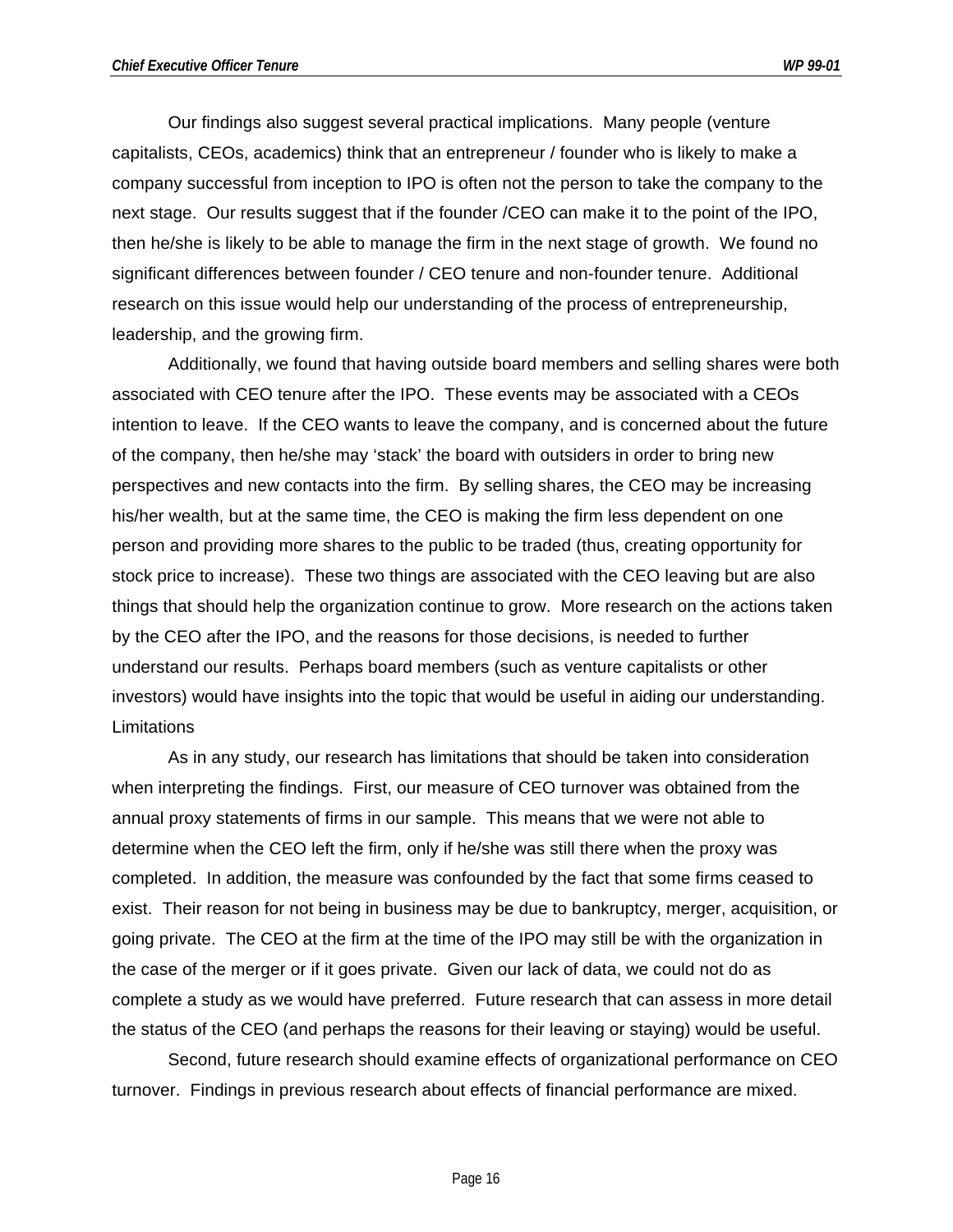Our findings also suggest several practical implications. Many people (venture capitalists, CEOs, academics) think that an entrepreneur / founder who is likely to make a company successful from inception to IPO is often not the person to take the company to the next stage. Our results suggest that if the founder /CEO can make it to the point of the IPO, then he/she is likely to be able to manage the firm in the next stage of growth. We found no significant differences between founder / CEO tenure and non-founder tenure. Additional research on this issue would help our understanding of the process of entrepreneurship, leadership, and the growing firm.

Additionally, we found that having outside board members and selling shares were both associated with CEO tenure after the IPO. These events may be associated with a CEOs intention to leave. If the CEO wants to leave the company, and is concerned about the future of the company, then he/she may 'stack' the board with outsiders in order to bring new perspectives and new contacts into the firm. By selling shares, the CEO may be increasing his/her wealth, but at the same time, the CEO is making the firm less dependent on one person and providing more shares to the public to be traded (thus, creating opportunity for stock price to increase). These two things are associated with the CEO leaving but are also things that should help the organization continue to grow. More research on the actions taken by the CEO after the IPO, and the reasons for those decisions, is needed to further understand our results. Perhaps board members (such as venture capitalists or other investors) would have insights into the topic that would be useful in aiding our understanding.

### Limitations

As in any study, our research has limitations that should be taken into consideration when interpreting the findings. First, our measure of CEO turnover was obtained from the annual proxy statements of firms in our sample. This means that we were not able to determine when the CEO left the firm, only if he/she was still there when the proxy was completed. In addition, the measure was confounded by the fact that some firms ceased to exist. Their reason for not being in business may be due to bankruptcy, merger, acquisition, or going private. The CEO at the firm at the time of the IPO may still be with the organization in the case of the merger or if it goes private. Given our lack of data, we could not do as complete a study as we would have preferred. Future research that can assess in more detail the status of the CEO (and perhaps the reasons for their leaving or staying) would be useful.

Second, future research should examine effects of organizational performance on CEO turnover. Findings in previous research about effects of financial performance are mixed.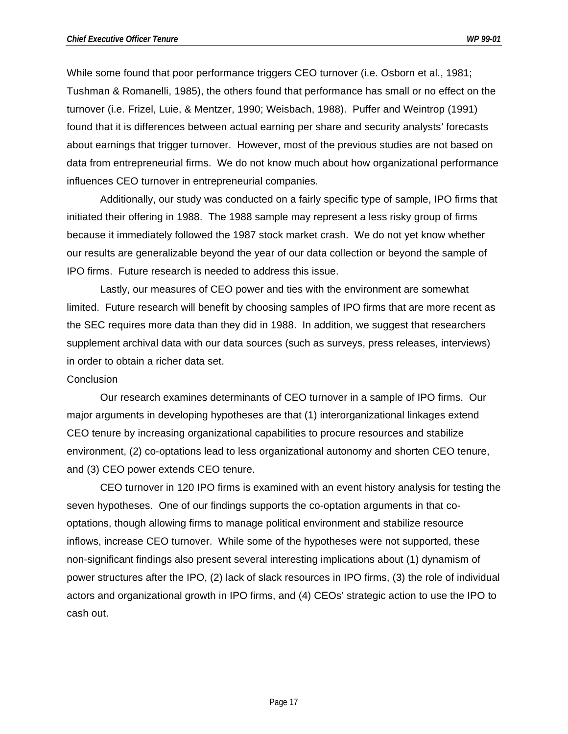While some found that poor performance triggers CEO turnover (i.e. Osborn et al., 1981; Tushman & Romanelli, 1985), the others found that performance has small or no effect on the turnover (i.e. Frizel, Luie, & Mentzer, 1990; Weisbach, 1988). Puffer and Weintrop (1991) found that it is differences between actual earning per share and security analysts' forecasts about earnings that trigger turnover. However, most of the previous studies are not based on data from entrepreneurial firms. We do not know much about how organizational performance influences CEO turnover in entrepreneurial companies.

Additionally, our study was conducted on a fairly specific type of sample, IPO firms that initiated their offering in 1988. The 1988 sample may represent a less risky group of firms because it immediately followed the 1987 stock market crash. We do not yet know whether our results are generalizable beyond the year of our data collection or beyond the sample of IPO firms. Future research is needed to address this issue.

Lastly, our measures of CEO power and ties with the environment are somewhat limited. Future research will benefit by choosing samples of IPO firms that are more recent as the SEC requires more data than they did in 1988. In addition, we suggest that researchers supplement archival data with our data sources (such as surveys, press releases, interviews) in order to obtain a richer data set.

## Conclusion

Our research examines determinants of CEO turnover in a sample of IPO firms. Our major arguments in developing hypotheses are that (1) interorganizational linkages extend CEO tenure by increasing organizational capabilities to procure resources and stabilize environment, (2) co-optations lead to less organizational autonomy and shorten CEO tenure, and (3) CEO power extends CEO tenure.

CEO turnover in 120 IPO firms is examined with an event history analysis for testing the seven hypotheses. One of our findings supports the co-optation arguments in that co-optations, though allowing firms to manage political environment and stabilize resource inflows, increase CEO turnover. While some of the hypotheses were not supported, these non-significant findings also present several interesting implications about (1) dynamism of power structures after the IPO, (2) lack of slack resources in IPO firms, (3) the role of individual actors and organizational growth in IPO firms, and (4) CEOs' strategic action to use the IPO to cash out.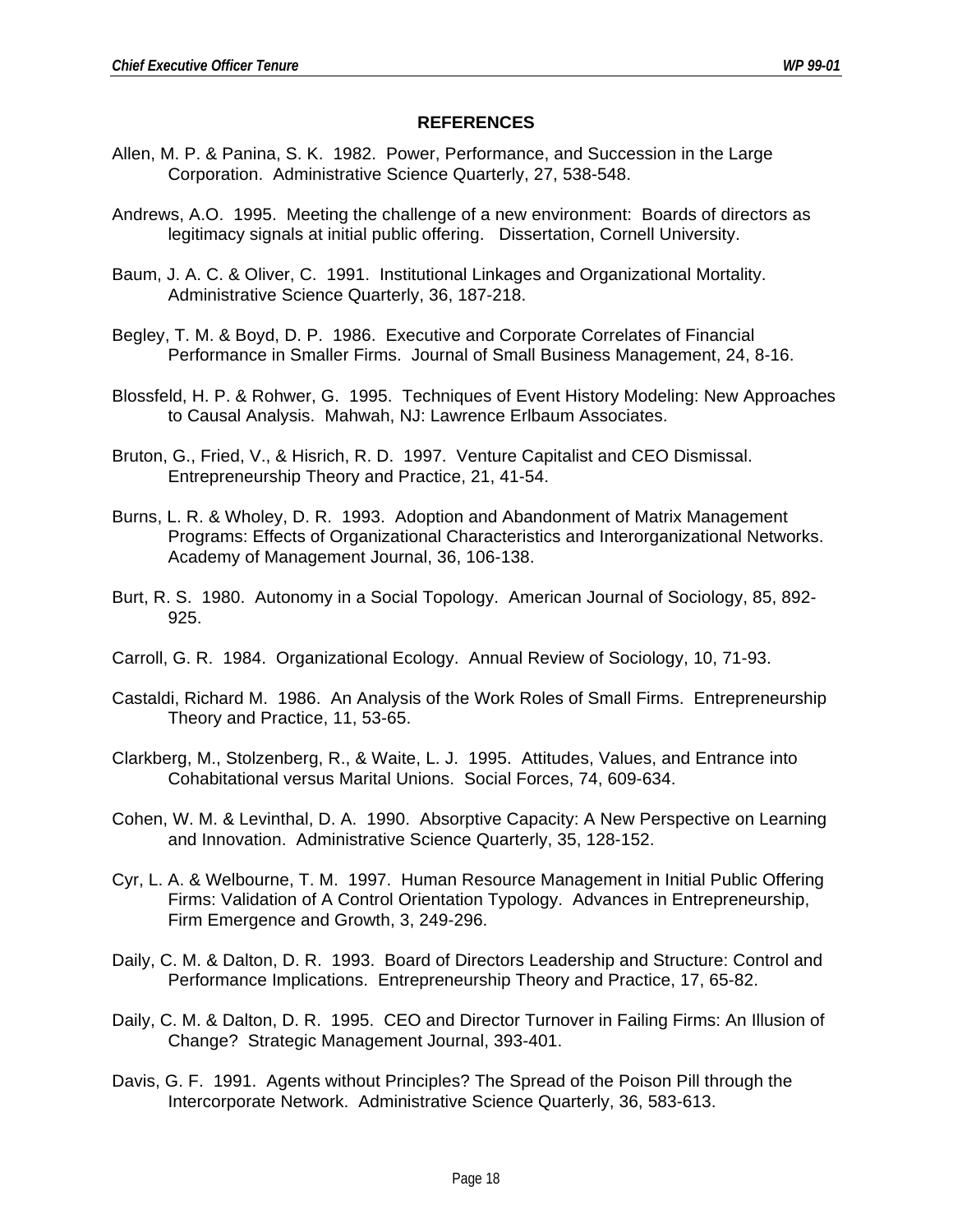## REFERENCES

Allen, M. P. & Panina, S. K. 1982. Power, Performance, and Succession in the Large Corporation. Administrative Science Quarterly, 27, 538-548.

Andrews, A.O. 1995. Meeting the challenge of a new environment: Boards of directors as legitimacy signals at initial public offering. Dissertation, Cornell University.

Baum, J. A. C. & Oliver, C. 1991. Institutional Linkages and Organizational Mortality. Administrative Science Quarterly, 36, 187-218.

Begley, T. M. & Boyd, D. P. 1986. Executive and Corporate Correlates of Financial Performance in Smaller Firms. Journal of Small Business Management, 24, 8-16.

Blossfeld, H. P. & Rohwer, G. 1995. Techniques of Event History Modeling: New Approaches to Causal Analysis. Mahwah, NJ: Lawrence Erlbaum Associates.

Bruton, G., Fried, V., & Hisrich, R. D. 1997. Venture Capitalist and CEO Dismissal. Entrepreneurship Theory and Practice, 21, 41-54.

Burns, L. R. & Wholey, D. R. 1993. Adoption and Abandonment of Matrix Management Programs: Effects of Organizational Characteristics and Interorganizational Networks. Academy of Management Journal, 36, 106-138.

Burt, R. S. 1980. Autonomy in a Social Topology. American Journal of Sociology, 85, 892-925.

Carroll, G. R. 1984. Organizational Ecology. Annual Review of Sociology, 10, 71-93.

Castaldi, Richard M. 1986. An Analysis of the Work Roles of Small Firms. Entrepreneurship Theory and Practice, 11, 53-65.

Clarkberg, M., Stolzenberg, R., & Waite, L. J. 1995. Attitudes, Values, and Entrance into Cohabitational versus Marital Unions. Social Forces, 74, 609-634.

Cohen, W. M. & Levinthal, D. A. 1990. Absorptive Capacity: A New Perspective on Learning and Innovation. Administrative Science Quarterly, 35, 128-152.

Cyr, L. A. & Welbourne, T. M. 1997. Human Resource Management in Initial Public Offering Firms: Validation of A Control Orientation Typology. Advances in Entrepreneurship, Firm Emergence and Growth, 3, 249-296.

Daily, C. M. & Dalton, D. R. 1993. Board of Directors Leadership and Structure: Control and Performance Implications. Entrepreneurship Theory and Practice, 17, 65-82.

Daily, C. M. & Dalton, D. R. 1995. CEO and Director Turnover in Failing Firms: An Illusion of Change? Strategic Management Journal, 393-401.

Davis, G. F. 1991. Agents without Principles? The Spread of the Poison Pill through the Intercorporate Network. Administrative Science Quarterly, 36, 583-613.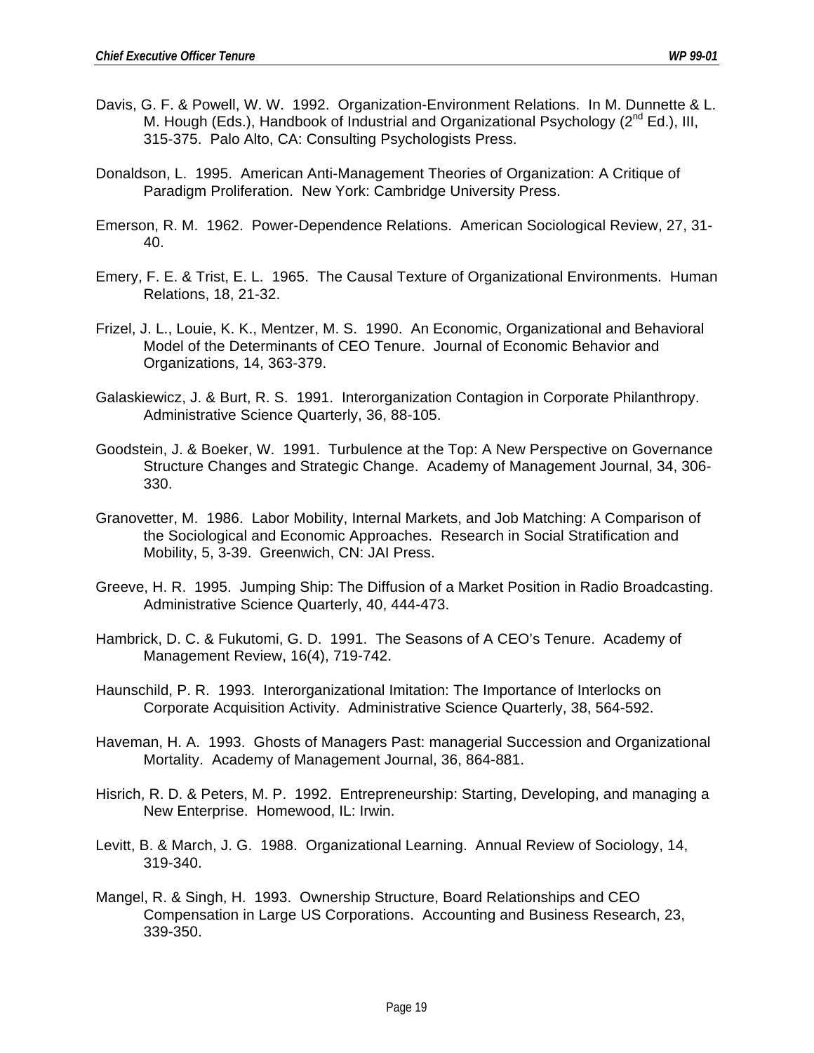Davis, G. F. & Powell, W. W. 1992. Organization-Environment Relations. In M. Dunnette & L. M. Hough (Eds.), Handbook of Industrial and Organizational Psychology (2nd Ed.), III, 315-375. Palo Alto, CA: Consulting Psychologists Press.

Donaldson, L. 1995. American Anti-Management Theories of Organization: A Critique of Paradigm Proliferation. New York: Cambridge University Press.

Emerson, R. M. 1962. Power-Dependence Relations. American Sociological Review, 27, 31-40.

Emery, F. E. & Trist, E. L. 1965. The Causal Texture of Organizational Environments. Human Relations, 18, 21-32.

Frizel, J. L., Louie, K. K., Mentzer, M. S. 1990. An Economic, Organizational and Behavioral Model of the Determinants of CEO Tenure. Journal of Economic Behavior and Organizations, 14, 363-379.

Galaskiewicz, J. & Burt, R. S. 1991. Interorganization Contagion in Corporate Philanthropy. Administrative Science Quarterly, 36, 88-105.

Goodstein, J. & Boeker, W. 1991. Turbulence at the Top: A New Perspective on Governance Structure Changes and Strategic Change. Academy of Management Journal, 34, 306-330.

Granovetter, M. 1986. Labor Mobility, Internal Markets, and Job Matching: A Comparison of the Sociological and Economic Approaches. Research in Social Stratification and Mobility, 5, 3-39. Greenwich, CN: JAI Press.

Greeve, H. R. 1995. Jumping Ship: The Diffusion of a Market Position in Radio Broadcasting. Administrative Science Quarterly, 40, 444-473.

Hambrick, D. C. & Fukutomi, G. D. 1991. The Seasons of A CEO's Tenure. Academy of Management Review, 16(4), 719-742.

Haunschild, P. R. 1993. Interorganizational Imitation: The Importance of Interlocks on Corporate Acquisition Activity. Administrative Science Quarterly, 38, 564-592.

Haveman, H. A. 1993. Ghosts of Managers Past: managerial Succession and Organizational Mortality. Academy of Management Journal, 36, 864-881.

Hisrich, R. D. & Peters, M. P. 1992. Entrepreneurship: Starting, Developing, and managing a New Enterprise. Homewood, IL: Irwin.

Levitt, B. & March, J. G. 1988. Organizational Learning. Annual Review of Sociology, 14, 319-340.

Mangel, R. & Singh, H. 1993. Ownership Structure, Board Relationships and CEO Compensation in Large US Corporations. Accounting and Business Research, 23, 339-350.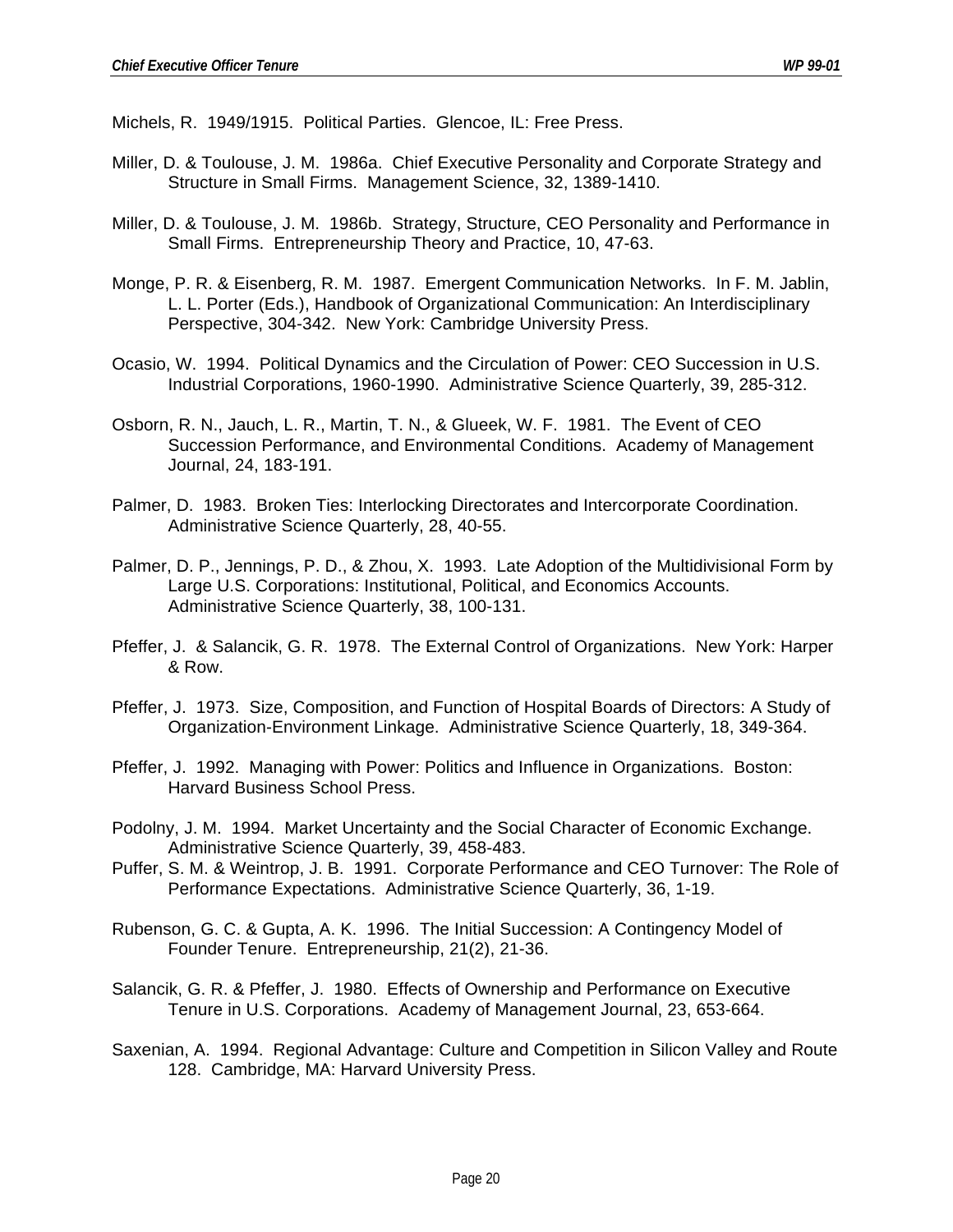Michels, R. 1949/1915. Political Parties. Glencoe, IL: Free Press.

Miller, D. & Toulouse, J. M. 1986a. Chief Executive Personality and Corporate Strategy and Structure in Small Firms. Management Science, 32, 1389-1410.

Miller, D. & Toulouse, J. M. 1986b. Strategy, Structure, CEO Personality and Performance in Small Firms. Entrepreneurship Theory and Practice, 10, 47-63.

Monge, P. R. & Eisenberg, R. M. 1987. Emergent Communication Networks. In F. M. Jablin, L. L. Porter (Eds.), Handbook of Organizational Communication: An Interdisciplinary Perspective, 304-342. New York: Cambridge University Press.

Ocasio, W. 1994. Political Dynamics and the Circulation of Power: CEO Succession in U.S. Industrial Corporations, 1960-1990. Administrative Science Quarterly, 39, 285-312.

Osborn, R. N., Jauch, L. R., Martin, T. N., & Glueek, W. F. 1981. The Event of CEO Succession Performance, and Environmental Conditions. Academy of Management Journal, 24, 183-191.

Palmer, D. 1983. Broken Ties: Interlocking Directorates and Intercorporate Coordination. Administrative Science Quarterly, 28, 40-55.

Palmer, D. P., Jennings, P. D., & Zhou, X. 1993. Late Adoption of the Multidivisional Form by Large U.S. Corporations: Institutional, Political, and Economics Accounts. Administrative Science Quarterly, 38, 100-131.

Pfeffer, J. & Salancik, G. R. 1978. The External Control of Organizations. New York: Harper & Row.

Pfeffer, J. 1973. Size, Composition, and Function of Hospital Boards of Directors: A Study of Organization-Environment Linkage. Administrative Science Quarterly, 18, 349-364.

Pfeffer, J. 1992. Managing with Power: Politics and Influence in Organizations. Boston: Harvard Business School Press.

Podolny, J. M. 1994. Market Uncertainty and the Social Character of Economic Exchange. Administrative Science Quarterly, 39, 458-483.

Puffer, S. M. & Weintrop, J. B. 1991. Corporate Performance and CEO Turnover: The Role of Performance Expectations. Administrative Science Quarterly, 36, 1-19.

Rubenson, G. C. & Gupta, A. K. 1996. The Initial Succession: A Contingency Model of Founder Tenure. Entrepreneurship, 21(2), 21-36.

Salancik, G. R. & Pfeffer, J. 1980. Effects of Ownership and Performance on Executive Tenure in U.S. Corporations. Academy of Management Journal, 23, 653-664.

Saxenian, A. 1994. Regional Advantage: Culture and Competition in Silicon Valley and Route 128. Cambridge, MA: Harvard University Press.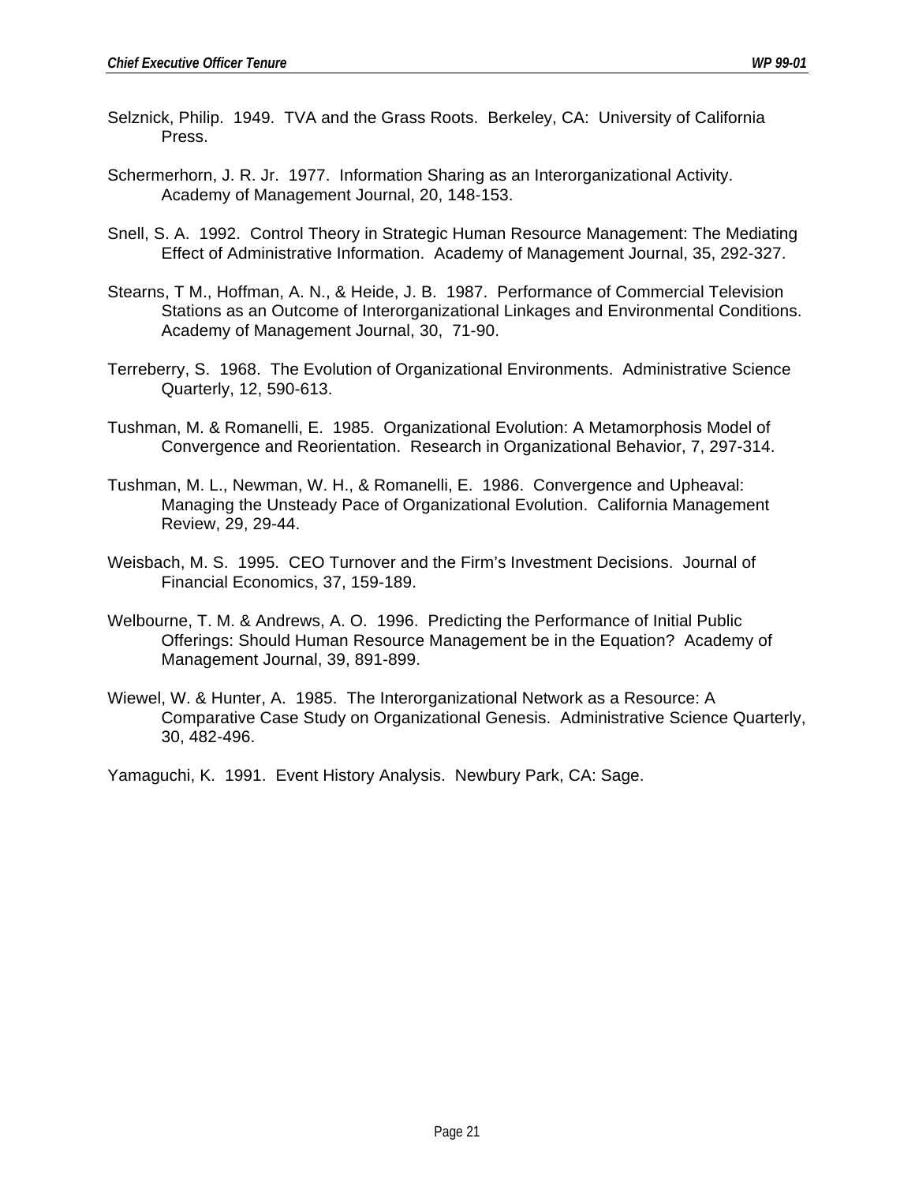Selznick, Philip. 1949. TVA and the Grass Roots. Berkeley, CA: University of California Press.

Schermerhorn, J. R. Jr. 1977. Information Sharing as an Interorganizational Activity. Academy of Management Journal, 20, 148-153.

Snell, S. A. 1992. Control Theory in Strategic Human Resource Management: The Mediating Effect of Administrative Information. Academy of Management Journal, 35, 292-327.

Stearns, T M., Hoffman, A. N., & Heide, J. B. 1987. Performance of Commercial Television Stations as an Outcome of Interorganizational Linkages and Environmental Conditions. Academy of Management Journal, 30, 71-90.

Terreberry, S. 1968. The Evolution of Organizational Environments. Administrative Science Quarterly, 12, 590-613.

Tushman, M. & Romanelli, E. 1985. Organizational Evolution: A Metamorphosis Model of Convergence and Reorientation. Research in Organizational Behavior, 7, 297-314.

Tushman, M. L., Newman, W. H., & Romanelli, E. 1986. Convergence and Upheaval: Managing the Unsteady Pace of Organizational Evolution. California Management Review, 29, 29-44.

Weisbach, M. S. 1995. CEO Turnover and the Firm's Investment Decisions. Journal of Financial Economics, 37, 159-189.

Welbourne, T. M. & Andrews, A. O. 1996. Predicting the Performance of Initial Public Offerings: Should Human Resource Management be in the Equation? Academy of Management Journal, 39, 891-899.

Wiewel, W. & Hunter, A. 1985. The Interorganizational Network as a Resource: A Comparative Case Study on Organizational Genesis. Administrative Science Quarterly, 30, 482-496.

Yamaguchi, K. 1991. Event History Analysis. Newbury Park, CA: Sage.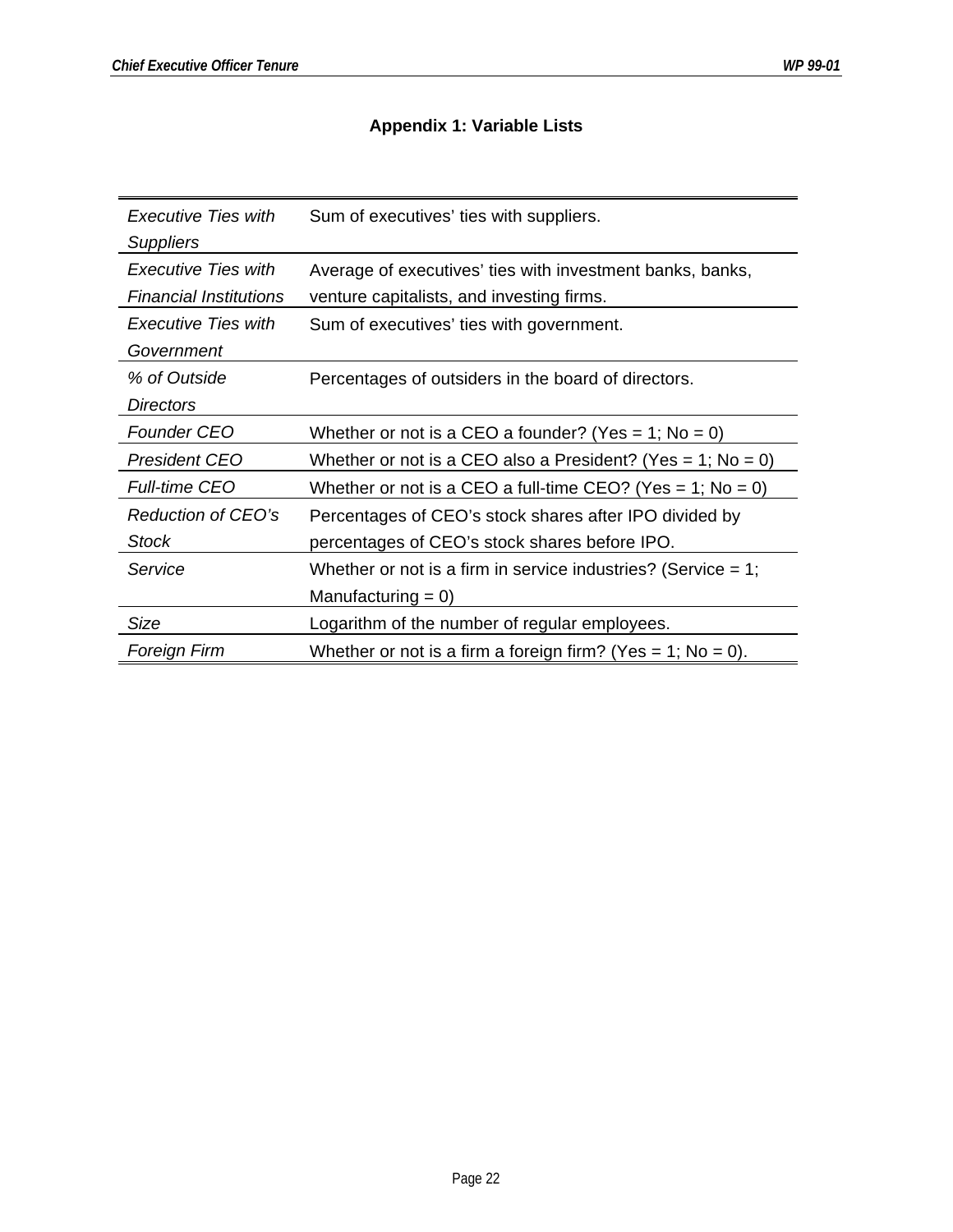## Appendix 1: Variable Lists

| | |
|---|---|
| *Executive Ties with Suppliers* | Sum of executives' ties with suppliers. |
| *Executive Ties with Financial Institutions* | Average of executives' ties with investment banks, banks, venture capitalists, and investing firms. |
| *Executive Ties with Government* | Sum of executives' ties with government. |
| *% of Outside Directors* | Percentages of outsiders in the board of directors. |
| *Founder CEO* | Whether or not is a CEO a founder? (Yes = 1; No = 0) |
| *President CEO* | Whether or not is a CEO also a President? (Yes = 1; No = 0) |
| *Full-time CEO* | Whether or not is a CEO a full-time CEO? (Yes = 1; No = 0) |
| *Reduction of CEO's Stock* | Percentages of CEO's stock shares after IPO divided by percentages of CEO's stock shares before IPO. |
| *Service* | Whether or not is a firm in service industries? (Service = 1; Manufacturing = 0) |
| *Size* | Logarithm of the number of regular employees. |
| *Foreign Firm* | Whether or not is a firm a foreign firm? (Yes = 1; No = 0). |